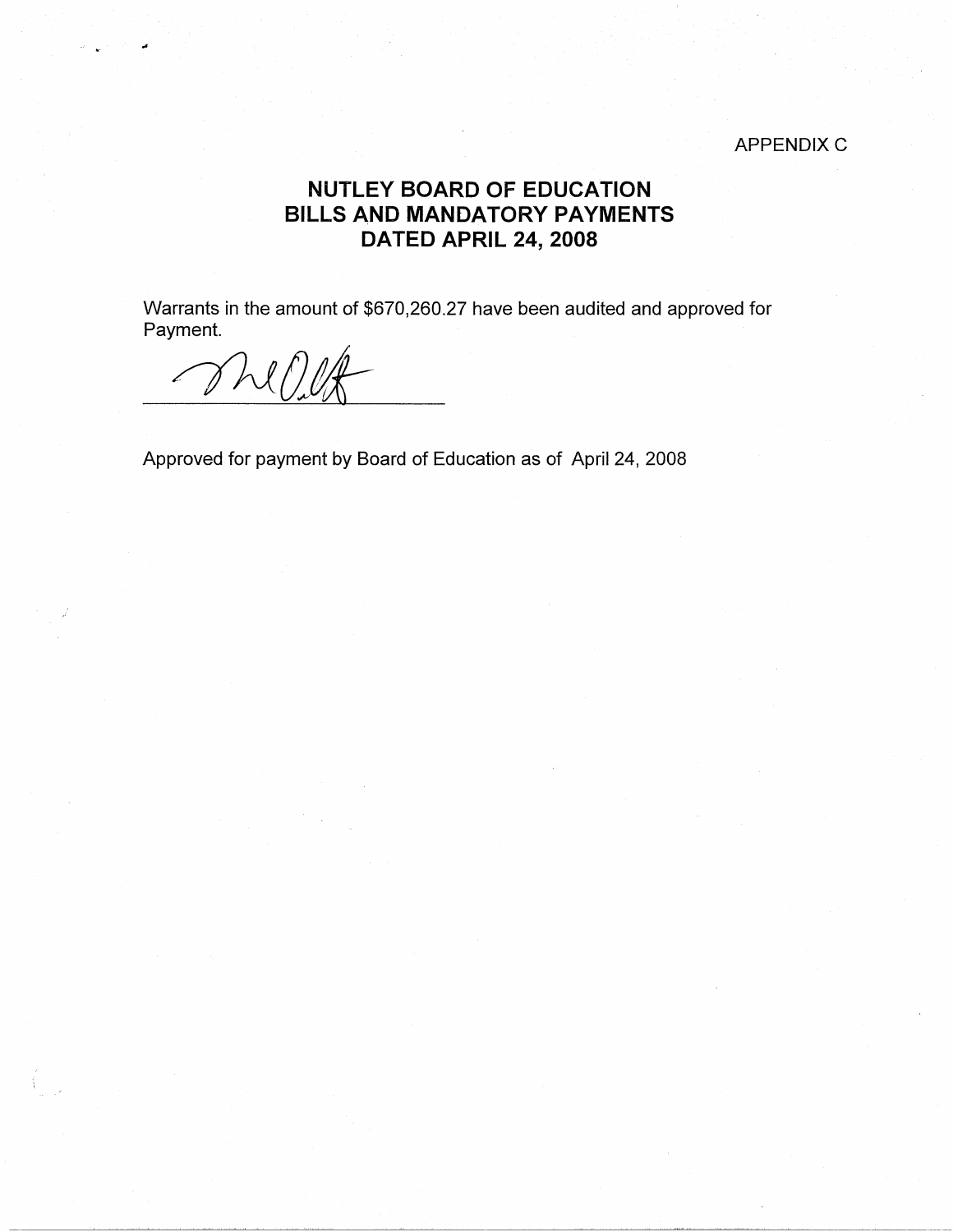APPENDIX C

# NUTLEY BOARD OF EDUCATION
# BILLS AND MANDATORY PAYMENTS
# DATED APRIL 24, 2008

Warrants in the amount of $670,260.27 have been audited and approved for Payment.

\_\_\_\_\_\_\_\_\_\_\_\_\_\_\_\_\_\_\_\_\_\_\_\_\_\_\_\_\_\_

Approved for payment by Board of Education as of April 24, 2008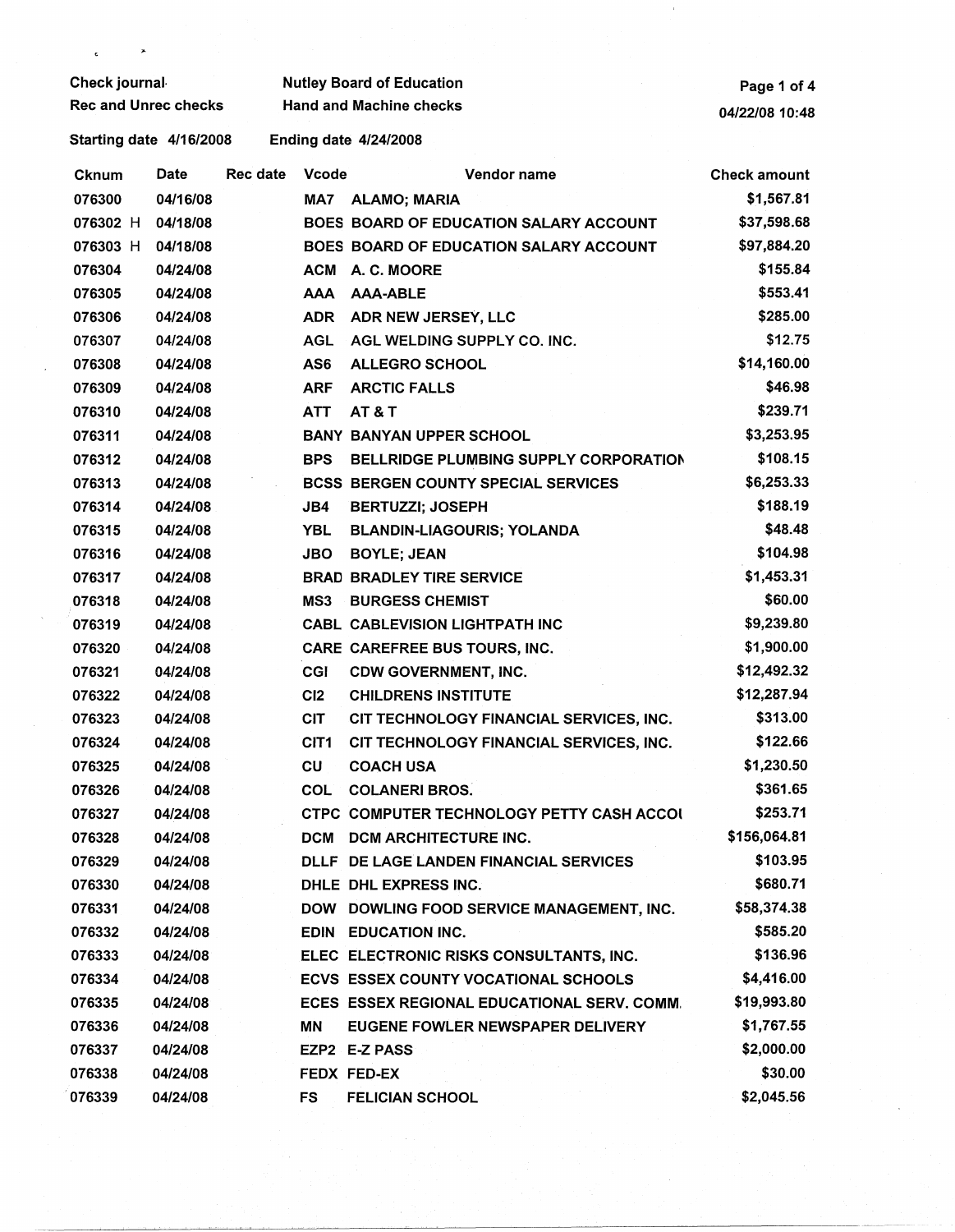Check journal
Rec and Unrec checks

Nutley Board of Education
Hand and Machine checks

04/22/08 10:48

Starting date 4/16/2008 Ending date 4/24/2008

| Cknum | Date | Rec date | Vcode | Vendor name | Check amount |
|---|---|---|---|---|---|
| 076300 | 04/16/08 | | MA7 | ALAMO; MARIA | $1,567.81 |
| 076302 H | 04/18/08 | | BOES | BOARD OF EDUCATION SALARY ACCOUNT | $37,598.68 |
| 076303 H | 04/18/08 | | BOES | BOARD OF EDUCATION SALARY ACCOUNT | $97,884.20 |
| 076304 | 04/24/08 | | ACM | A. C. MOORE | $155.84 |
| 076305 | 04/24/08 | | AAA | AAA-ABLE | $553.41 |
| 076306 | 04/24/08 | | ADR | ADR NEW JERSEY, LLC | $285.00 |
| 076307 | 04/24/08 | | AGL | AGL WELDING SUPPLY CO. INC. | $12.75 |
| 076308 | 04/24/08 | | AS6 | ALLEGRO SCHOOL | $14,160.00 |
| 076309 | 04/24/08 | | ARF | ARCTIC FALLS | $46.98 |
| 076310 | 04/24/08 | | ATT | AT & T | $239.71 |
| 076311 | 04/24/08 | | BANY | BANYAN UPPER SCHOOL | $3,253.95 |
| 076312 | 04/24/08 | | BPS | BELLRIDGE PLUMBING SUPPLY CORPORATION | $108.15 |
| 076313 | 04/24/08 | | BCSS | BERGEN COUNTY SPECIAL SERVICES | $6,253.33 |
| 076314 | 04/24/08 | | JB4 | BERTUZZI; JOSEPH | $188.19 |
| 076315 | 04/24/08 | | YBL | BLANDIN-LIAGOURIS; YOLANDA | $48.48 |
| 076316 | 04/24/08 | | JBO | BOYLE; JEAN | $104.98 |
| 076317 | 04/24/08 | | BRAD | BRADLEY TIRE SERVICE | $1,453.31 |
| 076318 | 04/24/08 | | MS3 | BURGESS CHEMIST | $60.00 |
| 076319 | 04/24/08 | | CABL | CABLEVISION LIGHTPATH INC | $9,239.80 |
| 076320 | 04/24/08 | | CARE | CAREFREE BUS TOURS, INC. | $1,900.00 |
| 076321 | 04/24/08 | | CGI | CDW GOVERNMENT, INC. | $12,492.32 |
| 076322 | 04/24/08 | | CI2 | CHILDRENS INSTITUTE | $12,287.94 |
| 076323 | 04/24/08 | | CIT | CIT TECHNOLOGY FINANCIAL SERVICES, INC. | $313.00 |
| 076324 | 04/24/08 | | CIT1 | CIT TECHNOLOGY FINANCIAL SERVICES, INC. | $122.66 |
| 076325 | 04/24/08 | | CU | COACH USA | $1,230.50 |
| 076326 | 04/24/08 | | COL | COLANERI BROS. | $361.65 |
| 076327 | 04/24/08 | | CTPC | COMPUTER TECHNOLOGY PETTY CASH ACCOU | $253.71 |
| 076328 | 04/24/08 | | DCM | DCM ARCHITECTURE INC. | $156,064.81 |
| 076329 | 04/24/08 | | DLLF | DE LAGE LANDEN FINANCIAL SERVICES | $103.95 |
| 076330 | 04/24/08 | | DHLE | DHL EXPRESS INC. | $680.71 |
| 076331 | 04/24/08 | | DOW | DOWLING FOOD SERVICE MANAGEMENT, INC. | $58,374.38 |
| 076332 | 04/24/08 | | EDIN | EDUCATION INC. | $585.20 |
| 076333 | 04/24/08 | | ELEC | ELECTRONIC RISKS CONSULTANTS, INC. | $136.96 |
| 076334 | 04/24/08 | | ECVS | ESSEX COUNTY VOCATIONAL SCHOOLS | $4,416.00 |
| 076335 | 04/24/08 | | ECES | ESSEX REGIONAL EDUCATIONAL SERV. COMM. | $19,993.80 |
| 076336 | 04/24/08 | | MN | EUGENE FOWLER NEWSPAPER DELIVERY | $1,767.55 |
| 076337 | 04/24/08 | | EZP2 | E-Z PASS | $2,000.00 |
| 076338 | 04/24/08 | | FEDX | FED-EX | $30.00 |
| 076339 | 04/24/08 | | FS | FELICIAN SCHOOL | $2,045.56 |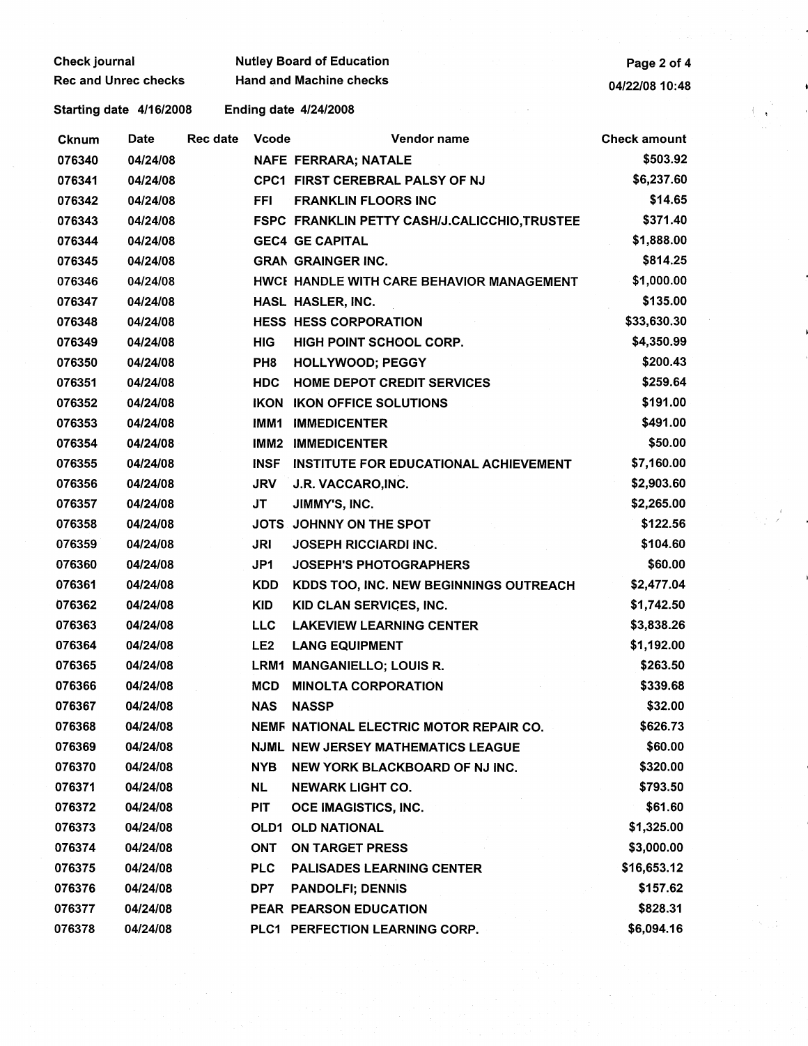Check journal | Nutley Board of Education
Rec and Unrec checks | Hand and Machine checks
04/22/08 10:48

Starting date 4/16/2008 Ending date 4/24/2008

| Cknum | Date | Rec date | Vcode | Vendor name | Check amount |
|---|---|---|---|---|---|
| 076340 | 04/24/08 | | NAFE | FERRARA; NATALE | $503.92 |
| 076341 | 04/24/08 | | CPC1 | FIRST CEREBRAL PALSY OF NJ | $6,237.60 |
| 076342 | 04/24/08 | | FFI | FRANKLIN FLOORS INC | $14.65 |
| 076343 | 04/24/08 | | FSPC | FRANKLIN PETTY CASH/J.CALICCHIO,TRUSTEE | $371.40 |
| 076344 | 04/24/08 | | GEC4 | GE CAPITAL | $1,888.00 |
| 076345 | 04/24/08 | | GRAN | GRAINGER INC. | $814.25 |
| 076346 | 04/24/08 | | HWCE | HANDLE WITH CARE BEHAVIOR MANAGEMENT | $1,000.00 |
| 076347 | 04/24/08 | | HASL | HASLER, INC. | $135.00 |
| 076348 | 04/24/08 | | HESS | HESS CORPORATION | $33,630.30 |
| 076349 | 04/24/08 | | HIG | HIGH POINT SCHOOL CORP. | $4,350.99 |
| 076350 | 04/24/08 | | PH8 | HOLLYWOOD; PEGGY | $200.43 |
| 076351 | 04/24/08 | | HDC | HOME DEPOT CREDIT SERVICES | $259.64 |
| 076352 | 04/24/08 | | IKON | IKON OFFICE SOLUTIONS | $191.00 |
| 076353 | 04/24/08 | | IMM1 | IMMEDICENTER | $491.00 |
| 076354 | 04/24/08 | | IMM2 | IMMEDICENTER | $50.00 |
| 076355 | 04/24/08 | | INSF | INSTITUTE FOR EDUCATIONAL ACHIEVEMENT | $7,160.00 |
| 076356 | 04/24/08 | | JRV | J.R. VACCARO,INC. | $2,903.60 |
| 076357 | 04/24/08 | | JT | JIMMY'S, INC. | $2,265.00 |
| 076358 | 04/24/08 | | JOTS | JOHNNY ON THE SPOT | $122.56 |
| 076359 | 04/24/08 | | JRI | JOSEPH RICCIARDI INC. | $104.60 |
| 076360 | 04/24/08 | | JP1 | JOSEPH'S PHOTOGRAPHERS | $60.00 |
| 076361 | 04/24/08 | | KDD | KDDS TOO, INC. NEW BEGINNINGS OUTREACH | $2,477.04 |
| 076362 | 04/24/08 | | KID | KID CLAN SERVICES, INC. | $1,742.50 |
| 076363 | 04/24/08 | | LLC | LAKEVIEW LEARNING CENTER | $3,838.26 |
| 076364 | 04/24/08 | | LE2 | LANG EQUIPMENT | $1,192.00 |
| 076365 | 04/24/08 | | LRM1 | MANGANIELLO; LOUIS R. | $263.50 |
| 076366 | 04/24/08 | | MCD | MINOLTA CORPORATION | $339.68 |
| 076367 | 04/24/08 | | NAS | NASSP | $32.00 |
| 076368 | 04/24/08 | | NEMF | NATIONAL ELECTRIC MOTOR REPAIR CO. | $626.73 |
| 076369 | 04/24/08 | | NJML | NEW JERSEY MATHEMATICS LEAGUE | $60.00 |
| 076370 | 04/24/08 | | NYB | NEW YORK BLACKBOARD OF NJ INC. | $320.00 |
| 076371 | 04/24/08 | | NL | NEWARK LIGHT CO. | $793.50 |
| 076372 | 04/24/08 | | PIT | OCE IMAGISTICS, INC. | $61.60 |
| 076373 | 04/24/08 | | OLD1 | OLD NATIONAL | $1,325.00 |
| 076374 | 04/24/08 | | ONT | ON TARGET PRESS | $3,000.00 |
| 076375 | 04/24/08 | | PLC | PALISADES LEARNING CENTER | $16,653.12 |
| 076376 | 04/24/08 | | DP7 | PANDOLFI; DENNIS | $157.62 |
| 076377 | 04/24/08 | | PEAR | PEARSON EDUCATION | $828.31 |
| 076378 | 04/24/08 | | PLC1 | PERFECTION LEARNING CORP. | $6,094.16 |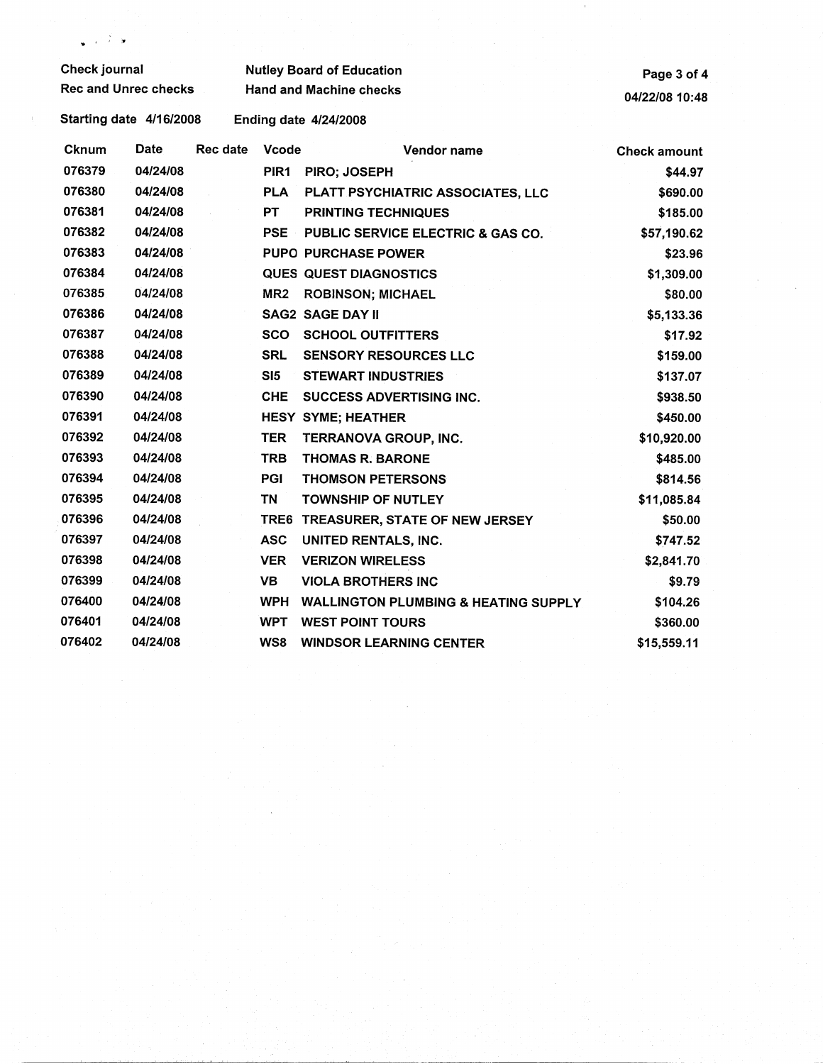Check journal
Rec and Unrec checks

Nutley Board of Education
Hand and Machine checks

04/22/08 10:48

Starting date 4/16/2008 Ending date 4/24/2008

| Cknum | Date | Rec date | Vcode | Vendor name | Check amount |
|---|---|---|---|---|---|
| 076379 | 04/24/08 | | PIR1 | PIRO; JOSEPH | $44.97 |
| 076380 | 04/24/08 | | PLA | PLATT PSYCHIATRIC ASSOCIATES, LLC | $690.00 |
| 076381 | 04/24/08 | | PT | PRINTING TECHNIQUES | $185.00 |
| 076382 | 04/24/08 | | PSE | PUBLIC SERVICE ELECTRIC & GAS CO. | $57,190.62 |
| 076383 | 04/24/08 | | PUPO | PURCHASE POWER | $23.96 |
| 076384 | 04/24/08 | | QUES | QUEST DIAGNOSTICS | $1,309.00 |
| 076385 | 04/24/08 | | MR2 | ROBINSON; MICHAEL | $80.00 |
| 076386 | 04/24/08 | | SAG2 | SAGE DAY II | $5,133.36 |
| 076387 | 04/24/08 | | SCO | SCHOOL OUTFITTERS | $17.92 |
| 076388 | 04/24/08 | | SRL | SENSORY RESOURCES LLC | $159.00 |
| 076389 | 04/24/08 | | SI5 | STEWART INDUSTRIES | $137.07 |
| 076390 | 04/24/08 | | CHE | SUCCESS ADVERTISING INC. | $938.50 |
| 076391 | 04/24/08 | | HESY | SYME; HEATHER | $450.00 |
| 076392 | 04/24/08 | | TER | TERRANOVA GROUP, INC. | $10,920.00 |
| 076393 | 04/24/08 | | TRB | THOMAS R. BARONE | $485.00 |
| 076394 | 04/24/08 | | PGI | THOMSON PETERSONS | $814.56 |
| 076395 | 04/24/08 | | TN | TOWNSHIP OF NUTLEY | $11,085.84 |
| 076396 | 04/24/08 | | TRE6 | TREASURER, STATE OF NEW JERSEY | $50.00 |
| 076397 | 04/24/08 | | ASC | UNITED RENTALS, INC. | $747.52 |
| 076398 | 04/24/08 | | VER | VERIZON WIRELESS | $2,841.70 |
| 076399 | 04/24/08 | | VB | VIOLA BROTHERS INC | $9.79 |
| 076400 | 04/24/08 | | WPH | WALLINGTON PLUMBING & HEATING SUPPLY | $104.26 |
| 076401 | 04/24/08 | | WPT | WEST POINT TOURS | $360.00 |
| 076402 | 04/24/08 | | WS8 | WINDSOR LEARNING CENTER | $15,559.11 |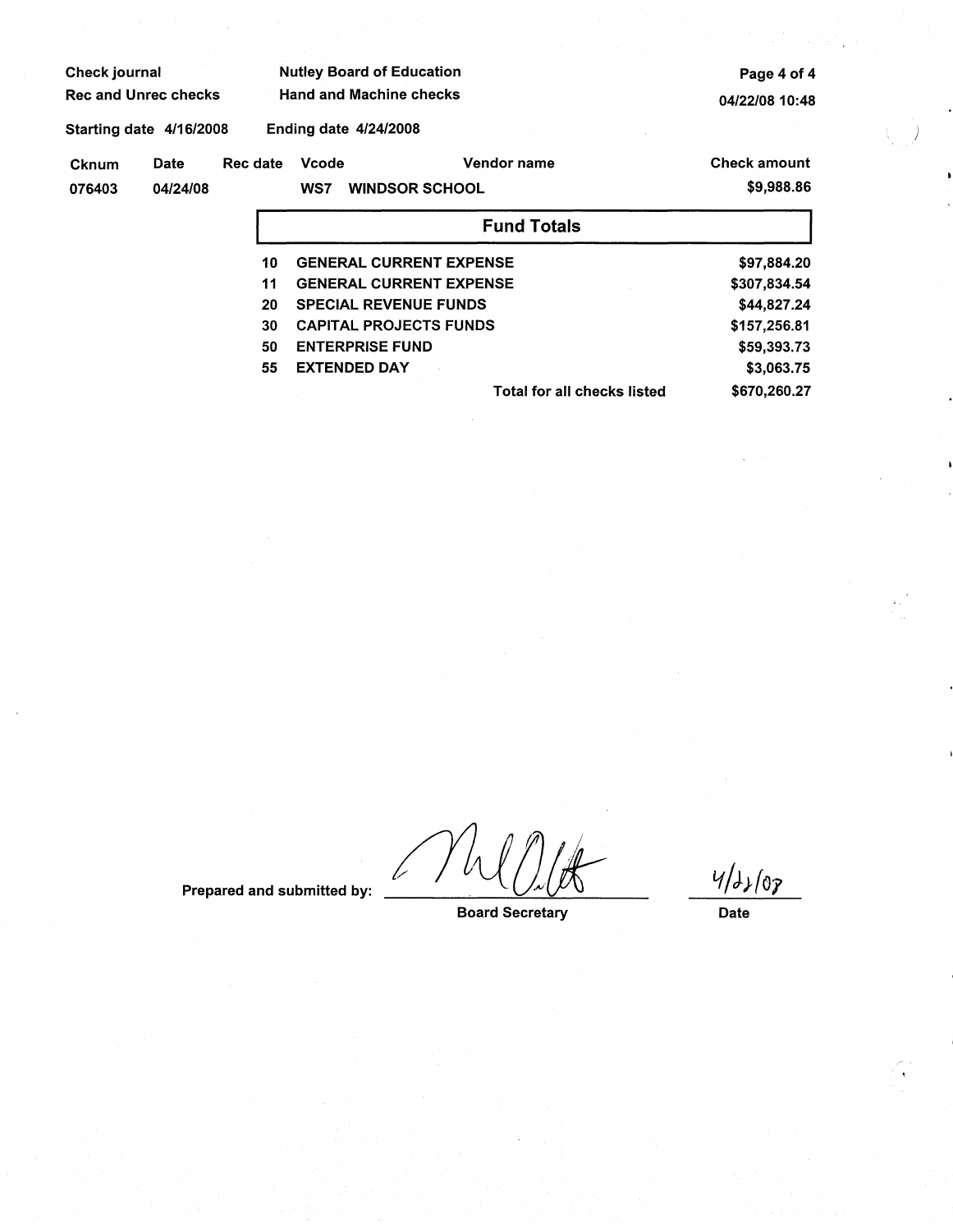Check journal | Nutley Board of Education | 04/22/08 10:48

Rec and Unrec checks | Hand and Machine checks

Starting date 4/16/2008 | Ending date 4/24/2008

| Cknum | Date | Rec date | Vcode | Vendor name | Check amount |
|---|---|---|---|---|---|
| 076403 | 04/24/08 | | WS7 | WINDSOR SCHOOL | $9,988.86 |

**Fund Totals**

| | | |
|---|---|---|
| 10 | GENERAL CURRENT EXPENSE | $97,884.20 |
| 11 | GENERAL CURRENT EXPENSE | $307,834.54 |
| 20 | SPECIAL REVENUE FUNDS | $44,827.24 |
| 30 | CAPITAL PROJECTS FUNDS | $157,256.81 |
| 50 | ENTERPRISE FUND | $59,393.73 |
| 55 | EXTENDED DAY | $3,063.75 |
| | Total for all checks listed | $670,260.27 |

Prepared and submitted by: ______________________ Board Secretary

4/22/08

Date